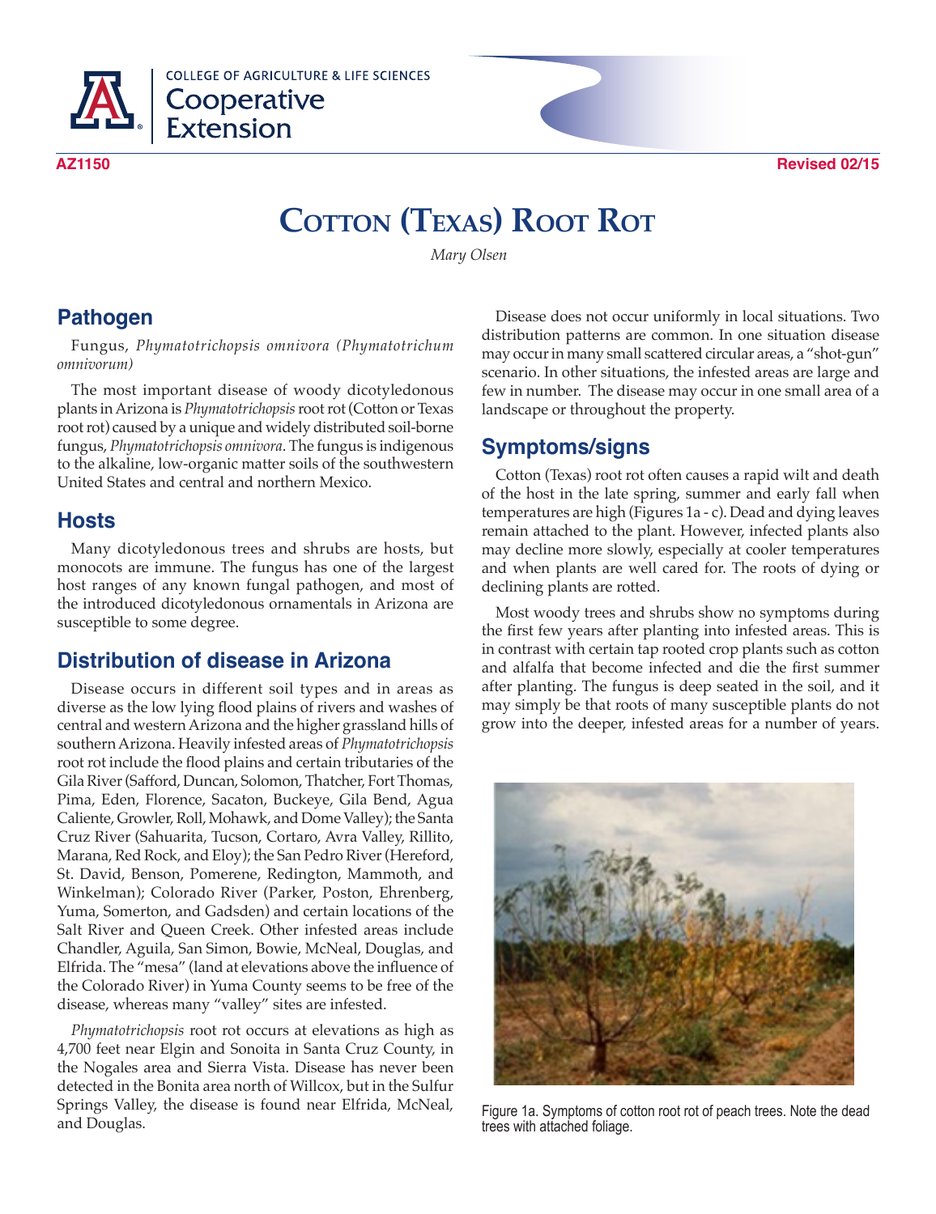AZ1150 Revised 02/15

# Cotton (Texas) Root Rot

*Mary Olsen*

## Pathogen

Fungus, *Phymatotrichopsis omnivora (Phymatotrichum omnivorum)*

The most important disease of woody dicotyledonous plants in Arizona is *Phymatotrichopsis* root rot (Cotton or Texas root rot) caused by a unique and widely distributed soil-borne fungus, *Phymatotrichopsis omnivora*. The fungus is indigenous to the alkaline, low-organic matter soils of the southwestern United States and central and northern Mexico.

## Hosts

Many dicotyledonous trees and shrubs are hosts, but monocots are immune. The fungus has one of the largest host ranges of any known fungal pathogen, and most of the introduced dicotyledonous ornamentals in Arizona are susceptible to some degree.

## Distribution of disease in Arizona

Disease occurs in different soil types and in areas as diverse as the low lying flood plains of rivers and washes of central and western Arizona and the higher grassland hills of southern Arizona. Heavily infested areas of *Phymatotrichopsis* root rot include the flood plains and certain tributaries of the Gila River (Safford, Duncan, Solomon, Thatcher, Fort Thomas, Pima, Eden, Florence, Sacaton, Buckeye, Gila Bend, Agua Caliente, Growler, Roll, Mohawk, and Dome Valley); the Santa Cruz River (Sahuarita, Tucson, Cortaro, Avra Valley, Rillito, Marana, Red Rock, and Eloy); the San Pedro River (Hereford, St. David, Benson, Pomerene, Redington, Mammoth, and Winkelman); Colorado River (Parker, Poston, Ehrenberg, Yuma, Somerton, and Gadsden) and certain locations of the Salt River and Queen Creek. Other infested areas include Chandler, Aguila, San Simon, Bowie, McNeal, Douglas, and Elfrida. The "mesa" (land at elevations above the influence of the Colorado River) in Yuma County seems to be free of the disease, whereas many "valley" sites are infested.

*Phymatotrichopsis* root rot occurs at elevations as high as 4,700 feet near Elgin and Sonoita in Santa Cruz County, in the Nogales area and Sierra Vista. Disease has never been detected in the Bonita area north of Willcox, but in the Sulfur Springs Valley, the disease is found near Elfrida, McNeal, and Douglas.

Disease does not occur uniformly in local situations. Two distribution patterns are common. In one situation disease may occur in many small scattered circular areas, a "shot-gun" scenario. In other situations, the infested areas are large and few in number. The disease may occur in one small area of a landscape or throughout the property.

## Symptoms/signs

Cotton (Texas) root rot often causes a rapid wilt and death of the host in the late spring, summer and early fall when temperatures are high (Figures 1a - c). Dead and dying leaves remain attached to the plant. However, infected plants also may decline more slowly, especially at cooler temperatures and when plants are well cared for. The roots of dying or declining plants are rotted.

Most woody trees and shrubs show no symptoms during the first few years after planting into infested areas. This is in contrast with certain tap rooted crop plants such as cotton and alfalfa that become infected and die the first summer after planting. The fungus is deep seated in the soil, and it may simply be that roots of many susceptible plants do not grow into the deeper, infested areas for a number of years.

Figure 1a. Symptoms of cotton root rot of peach trees. Note the dead trees with attached foliage.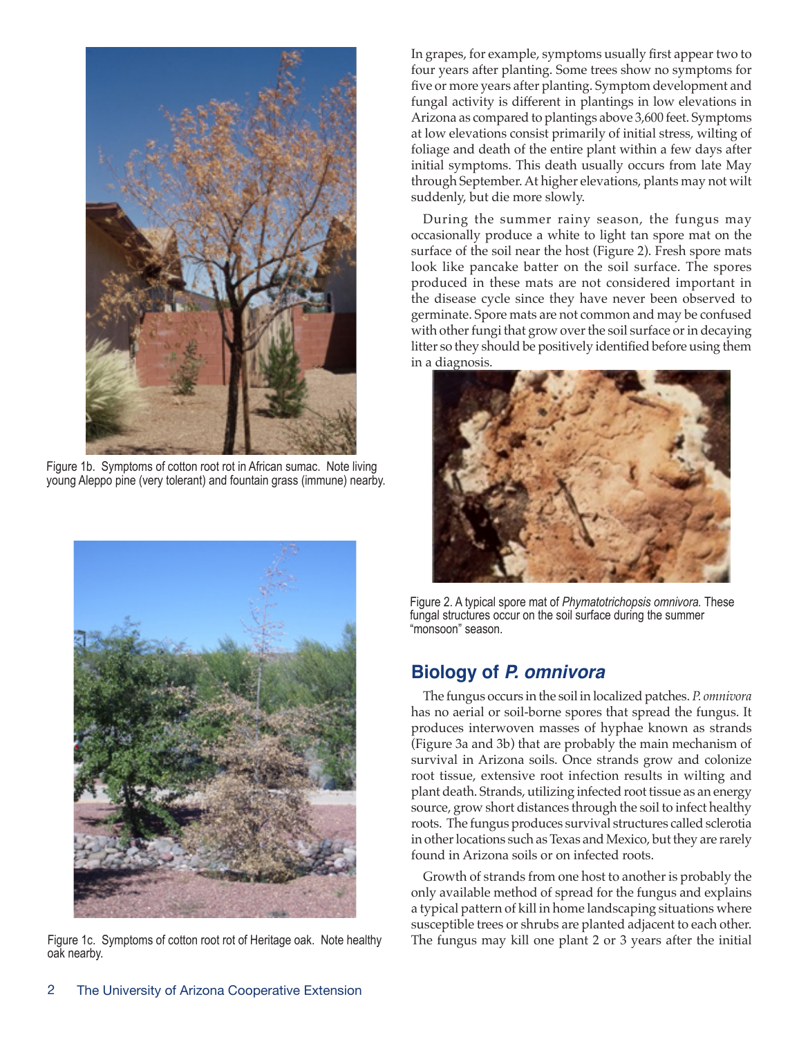Figure 1b. Symptoms of cotton root rot in African sumac. Note living young Aleppo pine (very tolerant) and fountain grass (immune) nearby.

Figure 1c. Symptoms of cotton root rot of Heritage oak. Note healthy oak nearby.

In grapes, for example, symptoms usually first appear two to four years after planting. Some trees show no symptoms for five or more years after planting. Symptom development and fungal activity is different in plantings in low elevations in Arizona as compared to plantings above 3,600 feet. Symptoms at low elevations consist primarily of initial stress, wilting of foliage and death of the entire plant within a few days after initial symptoms. This death usually occurs from late May through September. At higher elevations, plants may not wilt suddenly, but die more slowly.

During the summer rainy season, the fungus may occasionally produce a white to light tan spore mat on the surface of the soil near the host (Figure 2). Fresh spore mats look like pancake batter on the soil surface. The spores produced in these mats are not considered important in the disease cycle since they have never been observed to germinate. Spore mats are not common and may be confused with other fungi that grow over the soil surface or in decaying litter so they should be positively identified before using them in a diagnosis.

Figure 2. A typical spore mat of *Phymatotrichopsis omnivora.* These fungal structures occur on the soil surface during the summer "monsoon" season.

## Biology of *P. omnivora*

The fungus occurs in the soil in localized patches. *P. omnivora* has no aerial or soil-borne spores that spread the fungus. It produces interwoven masses of hyphae known as strands (Figure 3a and 3b) that are probably the main mechanism of survival in Arizona soils. Once strands grow and colonize root tissue, extensive root infection results in wilting and plant death. Strands, utilizing infected root tissue as an energy source, grow short distances through the soil to infect healthy roots. The fungus produces survival structures called sclerotia in other locations such as Texas and Mexico, but they are rarely found in Arizona soils or on infected roots.

Growth of strands from one host to another is probably the only available method of spread for the fungus and explains a typical pattern of kill in home landscaping situations where susceptible trees or shrubs are planted adjacent to each other. The fungus may kill one plant 2 or 3 years after the initial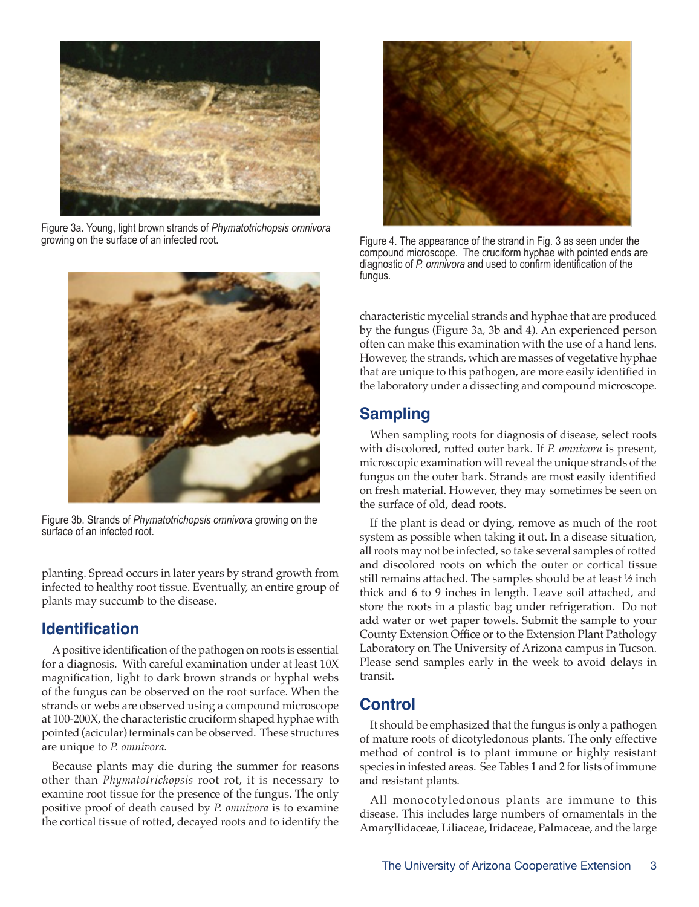Figure 3a. Young, light brown strands of *Phymatotrichopsis omnivora* growing on the surface of an infected root.

Figure 3b. Strands of *Phymatotrichopsis omnivora* growing on the surface of an infected root.

planting. Spread occurs in later years by strand growth from infected to healthy root tissue. Eventually, an entire group of plants may succumb to the disease.

## Identification

A positive identification of the pathogen on roots is essential for a diagnosis. With careful examination under at least 10X magnification, light to dark brown strands or hyphal webs of the fungus can be observed on the root surface. When the strands or webs are observed using a compound microscope at 100-200X, the characteristic cruciform shaped hyphae with pointed (acicular) terminals can be observed. These structures are unique to *P. omnivora.*

Because plants may die during the summer for reasons other than *Phymatotrichopsis* root rot, it is necessary to examine root tissue for the presence of the fungus. The only positive proof of death caused by *P. omnivora* is to examine the cortical tissue of rotted, decayed roots and to identify the characteristic mycelial strands and hyphae that are produced by the fungus (Figure 3a, 3b and 4). An experienced person often can make this examination with the use of a hand lens. However, the strands, which are masses of vegetative hyphae that are unique to this pathogen, are more easily identified in the laboratory under a dissecting and compound microscope.

Figure 4. The appearance of the strand in Fig. 3 as seen under the compound microscope. The cruciform hyphae with pointed ends are diagnostic of *P. omnivora* and used to confirm identification of the fungus.

## Sampling

When sampling roots for diagnosis of disease, select roots with discolored, rotted outer bark. If *P. omnivora* is present, microscopic examination will reveal the unique strands of the fungus on the outer bark. Strands are most easily identified on fresh material. However, they may sometimes be seen on the surface of old, dead roots.

If the plant is dead or dying, remove as much of the root system as possible when taking it out. In a disease situation, all roots may not be infected, so take several samples of rotted and discolored roots on which the outer or cortical tissue still remains attached. The samples should be at least ½ inch thick and 6 to 9 inches in length. Leave soil attached, and store the roots in a plastic bag under refrigeration. Do not add water or wet paper towels. Submit the sample to your County Extension Office or to the Extension Plant Pathology Laboratory on The University of Arizona campus in Tucson. Please send samples early in the week to avoid delays in transit.

## Control

It should be emphasized that the fungus is only a pathogen of mature roots of dicotyledonous plants. The only effective method of control is to plant immune or highly resistant species in infested areas. See Tables 1 and 2 for lists of immune and resistant plants.

All monocotyledonous plants are immune to this disease. This includes large numbers of ornamentals in the Amaryllidaceae, Liliaceae, Iridaceae, Palmaceae, and the large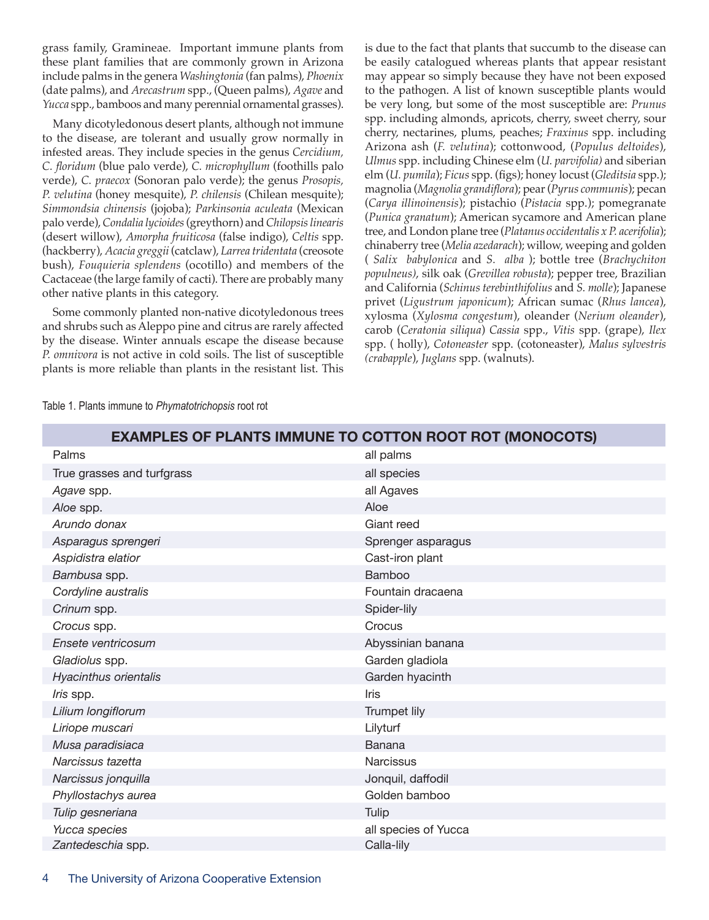grass family, Gramineae. Important immune plants from these plant families that are commonly grown in Arizona include palms in the genera *Washingtonia* (fan palms), *Phoenix* (date palms), and *Arecastrum* spp., (Queen palms), *Agave* and *Yucca* spp., bamboos and many perennial ornamental grasses).

Many dicotyledonous desert plants, although not immune to the disease, are tolerant and usually grow normally in infested areas. They include species in the genus *Cercidium, C. floridum* (blue palo verde), *C. microphyllum* (foothills palo verde), *C. praecox* (Sonoran palo verde); the genus *Prosopis, P. velutina* (honey mesquite), *P. chilensis* (Chilean mesquite); *Simmondsia chinensis* (jojoba); *Parkinsonia aculeata* (Mexican palo verde), *Condalia lycioides* (greythorn) and *Chilopsis linearis* (desert willow), *Amorpha fruiticosa* (false indigo), *Celtis* spp. (hackberry), *Acacia greggii* (catclaw), *Larrea tridentata* (creosote bush), *Fouquieria splendens* (ocotillo) and members of the Cactaceae (the large family of cacti). There are probably many other native plants in this category.

Some commonly planted non-native dicotyledonous trees and shrubs such as Aleppo pine and citrus are rarely affected by the disease. Winter annuals escape the disease because *P. omnivora* is not active in cold soils. The list of susceptible plants is more reliable than plants in the resistant list. This is due to the fact that plants that succumb to the disease can be easily catalogued whereas plants that appear resistant may appear so simply because they have not been exposed to the pathogen. A list of known susceptible plants would be very long, but some of the most susceptible are: *Prunus* spp. including almonds, apricots, cherry, sweet cherry, sour cherry, nectarines, plums, peaches; *Fraxinus* spp. including Arizona ash (*F. velutina*); cottonwood, (*Populus deltoides*), *Ulmus* spp. including Chinese elm (*U. parvifolia)* and siberian elm (*U. pumila*); *Ficus* spp. (figs); honey locust (*Gleditsia* spp.); magnolia (*Magnolia grandiflora*); pear (*Pyrus communis*); pecan (*Carya illinoinensis*); pistachio (*Pistacia* spp.); pomegranate (*Punica granatum*); American sycamore and American plane tree, and London plane tree (*Platanus occidentalis x P. acerifolia*); chinaberry tree (*Melia azedarach*); willow, weeping and golden ( *Salix babylonica* and *S. alba* ); bottle tree (*Brachychiton populneus)*, silk oak (*Grevillea robusta*); pepper tree, Brazilian and California (*Schinus terebinthifolius* and *S. molle*); Japanese privet (*Ligustrum japonicum*); African sumac (*Rhus lancea*), xylosma (*Xylosma congestum*), oleander (*Nerium oleander*), carob (*Ceratonia siliqua*) *Cassia* spp., *Vitis* spp. (grape), *Ilex* spp. ( holly), *Cotoneaster* spp. (cotoneaster), *Malus sylvestris (crabapple*), *Juglans* spp. (walnuts).

Table 1. Plants immune to *Phymatotrichopsis* root rot

| **EXAMPLES OF PLANTS IMMUNE TO COTTON ROOT ROT (MONOCOTS)** | |
|---|---|
| Palms | all palms |
| True grasses and turfgrass | all species |
| *Agave* spp. | all Agaves |
| *Aloe* spp. | Aloe |
| *Arundo donax* | Giant reed |
| *Asparagus sprengeri* | Sprenger asparagus |
| *Aspidistra elatior* | Cast-iron plant |
| *Bambusa* spp. | Bamboo |
| *Cordyline australis* | Fountain dracaena |
| *Crinum* spp. | Spider-lily |
| *Crocus* spp. | Crocus |
| *Ensete ventricosum* | Abyssinian banana |
| *Gladiolus* spp. | Garden gladiola |
| *Hyacinthus orientalis* | Garden hyacinth |
| *Iris* spp. | Iris |
| *Lilium longiflorum* | Trumpet lily |
| *Liriope muscari* | Lilyturf |
| *Musa paradisiaca* | Banana |
| *Narcissus tazetta* | Narcissus |
| *Narcissus jonquilla* | Jonquil, daffodil |
| *Phyllostachys aurea* | Golden bamboo |
| *Tulip gesneriana* | Tulip |
| *Yucca species* | all species of Yucca |
| *Zantedeschia* spp. | Calla-lily |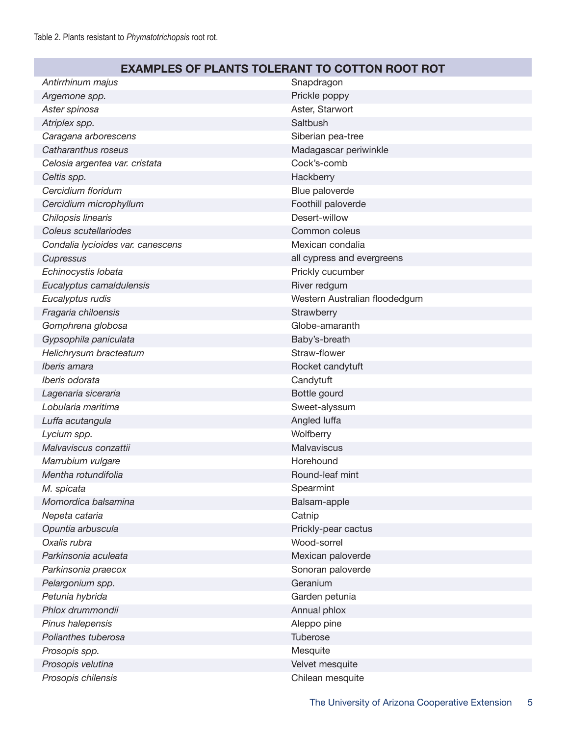Table 2. Plants resistant to *Phymatotrichopsis* root rot.

| EXAMPLES OF PLANTS TOLERANT TO COTTON ROOT ROT | |
|---|---|
| *Antirrhinum majus* | Snapdragon |
| *Argemone spp.* | Prickle poppy |
| *Aster spinosa* | Aster, Starwort |
| *Atriplex spp.* | Saltbush |
| *Caragana arborescens* | Siberian pea-tree |
| *Catharanthus roseus* | Madagascar periwinkle |
| *Celosia argentea var. cristata* | Cock's-comb |
| *Celtis spp.* | Hackberry |
| *Cercidium floridum* | Blue paloverde |
| *Cercidium microphyllum* | Foothill paloverde |
| *Chilopsis linearis* | Desert-willow |
| *Coleus scutellariodes* | Common coleus |
| *Condalia lycioides var. canescens* | Mexican condalia |
| *Cupressus* | all cypress and evergreens |
| *Echinocystis lobata* | Prickly cucumber |
| *Eucalyptus camaldulensis* | River redgum |
| *Eucalyptus rudis* | Western Australian floodedgum |
| *Fragaria chiloensis* | Strawberry |
| *Gomphrena globosa* | Globe-amaranth |
| *Gypsophila paniculata* | Baby's-breath |
| *Helichrysum bracteatum* | Straw-flower |
| *Iberis amara* | Rocket candytuft |
| *Iberis odorata* | Candytuft |
| *Lagenaria siceraria* | Bottle gourd |
| *Lobularia maritima* | Sweet-alyssum |
| *Luffa acutangula* | Angled luffa |
| *Lycium spp.* | Wolfberry |
| *Malvaviscus conzattii* | Malvaviscus |
| *Marrubium vulgare* | Horehound |
| *Mentha rotundifolia* | Round-leaf mint |
| *M. spicata* | Spearmint |
| *Momordica balsamina* | Balsam-apple |
| *Nepeta cataria* | Catnip |
| *Opuntia arbuscula* | Prickly-pear cactus |
| *Oxalis rubra* | Wood-sorrel |
| *Parkinsonia aculeata* | Mexican paloverde |
| *Parkinsonia praecox* | Sonoran paloverde |
| *Pelargonium spp.* | Geranium |
| *Petunia hybrida* | Garden petunia |
| *Phlox drummondii* | Annual phlox |
| *Pinus halepensis* | Aleppo pine |
| *Polianthes tuberosa* | Tuberose |
| *Prosopis spp.* | Mesquite |
| *Prosopis velutina* | Velvet mesquite |
| *Prosopis chilensis* | Chilean mesquite |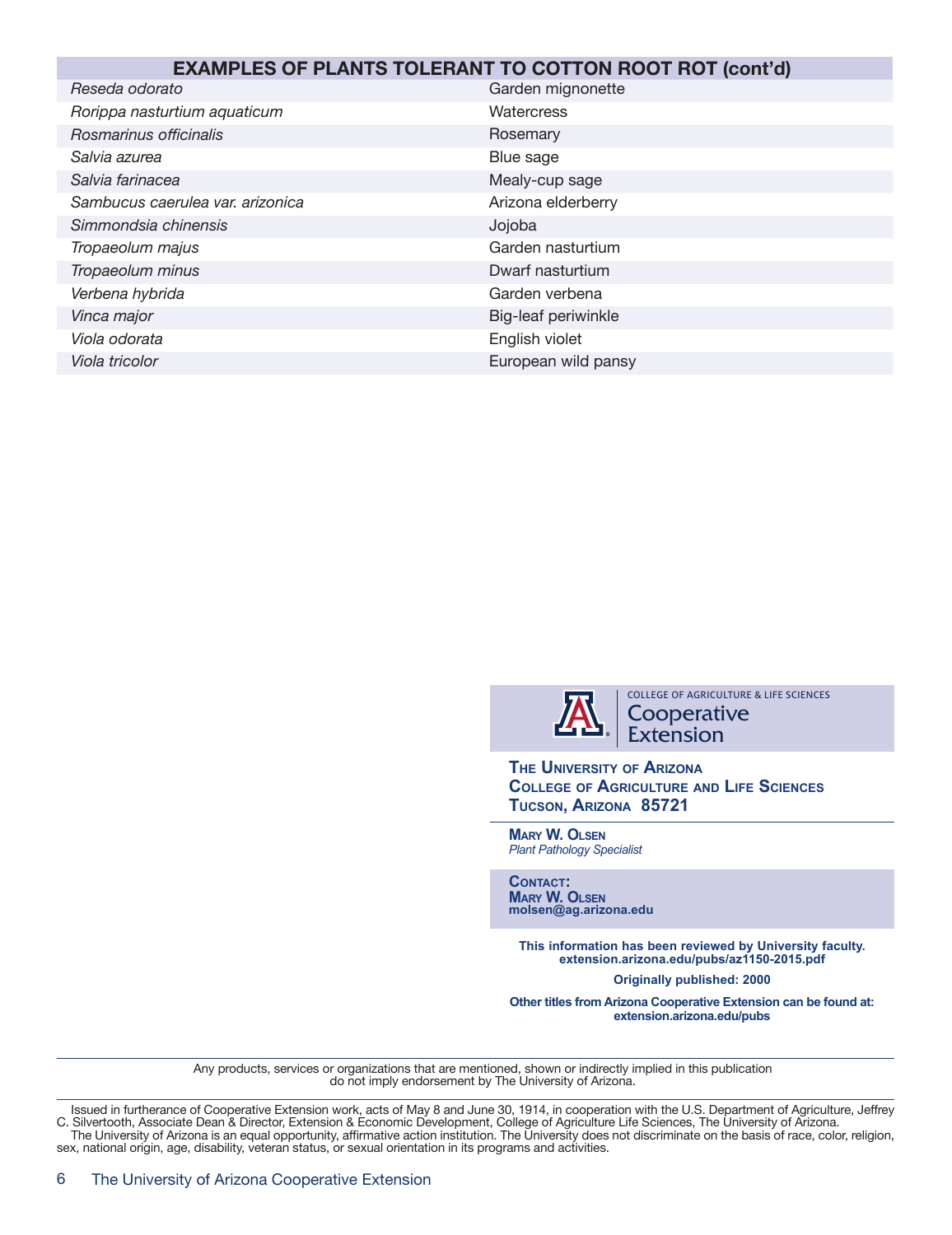| EXAMPLES OF PLANTS TOLERANT TO COTTON ROOT ROT (cont'd) | |
|---|---|
| *Reseda odorato* | Garden mignonette |
| *Rorippa nasturtium aquaticum* | Watercress |
| *Rosmarinus officinalis* | Rosemary |
| *Salvia azurea* | Blue sage |
| *Salvia farinacea* | Mealy-cup sage |
| *Sambucus caerulea var. arizonica* | Arizona elderberry |
| *Simmondsia chinensis* | Jojoba |
| *Tropaeolum majus* | Garden nasturtium |
| *Tropaeolum minus* | Dwarf nasturtium |
| *Verbena hybrida* | Garden verbena |
| *Vinca major* | Big-leaf periwinkle |
| *Viola odorata* | English violet |
| *Viola tricolor* | European wild pansy |

College of Agriculture & Life Sciences
Cooperative Extension

**The University of Arizona**
**College of Agriculture and Life Sciences**
**Tucson, Arizona 85721**

**Mary W. Olsen**
*Plant Pathology Specialist*

**Contact:**
**Mary W. Olsen**
**molsen@ag.arizona.edu**

**This information has been reviewed by University faculty.**
**extension.arizona.edu/pubs/az1150-2015.pdf**

**Originally published: 2000**

**Other titles from Arizona Cooperative Extension can be found at:**
**extension.arizona.edu/pubs**

Any products, services or organizations that are mentioned, shown or indirectly implied in this publication do not imply endorsement by The University of Arizona.

Issued in furtherance of Cooperative Extension work, acts of May 8 and June 30, 1914, in cooperation with the U.S. Department of Agriculture, Jeffrey C. Silvertooth, Associate Dean & Director, Extension & Economic Development, College of Agriculture Life Sciences, The University of Arizona.
The University of Arizona is an equal opportunity, affirmative action institution. The University does not discriminate on the basis of race, color, religion, sex, national origin, age, disability, veteran status, or sexual orientation in its programs and activities.